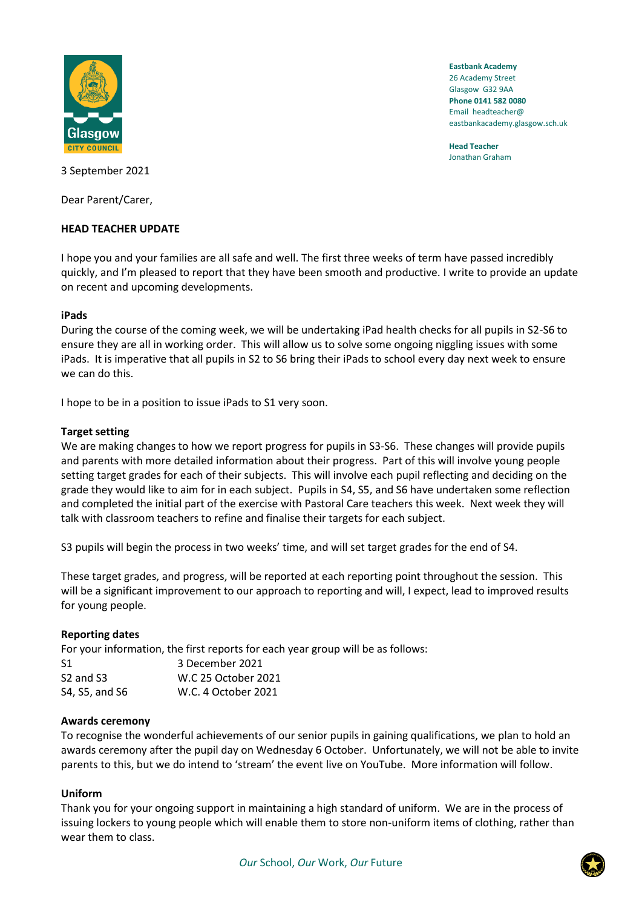**Eastbank Academy**
26 Academy Street
Glasgow G32 9AA
**Phone 0141 582 0080**
Email headteacher@
eastbankacademy.glasgow.sch.uk

**Head Teacher**
Jonathan Graham

3 September 2021

Dear Parent/Carer,

**HEAD TEACHER UPDATE**

I hope you and your families are all safe and well. The first three weeks of term have passed incredibly quickly, and I'm pleased to report that they have been smooth and productive. I write to provide an update on recent and upcoming developments.

**iPads**

During the course of the coming week, we will be undertaking iPad health checks for all pupils in S2-S6 to ensure they are all in working order. This will allow us to solve some ongoing niggling issues with some iPads. It is imperative that all pupils in S2 to S6 bring their iPads to school every day next week to ensure we can do this.

I hope to be in a position to issue iPads to S1 very soon.

**Target setting**

We are making changes to how we report progress for pupils in S3-S6. These changes will provide pupils and parents with more detailed information about their progress. Part of this will involve young people setting target grades for each of their subjects. This will involve each pupil reflecting and deciding on the grade they would like to aim for in each subject. Pupils in S4, S5, and S6 have undertaken some reflection and completed the initial part of the exercise with Pastoral Care teachers this week. Next week they will talk with classroom teachers to refine and finalise their targets for each subject.

S3 pupils will begin the process in two weeks' time, and will set target grades for the end of S4.

These target grades, and progress, will be reported at each reporting point throughout the session. This will be a significant improvement to our approach to reporting and will, I expect, lead to improved results for young people.

**Reporting dates**

For your information, the first reports for each year group will be as follows:

| | |
|---|---|
| S1 | 3 December 2021 |
| S2 and S3 | W.C 25 October 2021 |
| S4, S5, and S6 | W.C. 4 October 2021 |

**Awards ceremony**

To recognise the wonderful achievements of our senior pupils in gaining qualifications, we plan to hold an awards ceremony after the pupil day on Wednesday 6 October. Unfortunately, we will not be able to invite parents to this, but we do intend to 'stream' the event live on YouTube. More information will follow.

**Uniform**

Thank you for your ongoing support in maintaining a high standard of uniform. We are in the process of issuing lockers to young people which will enable them to store non-uniform items of clothing, rather than wear them to class.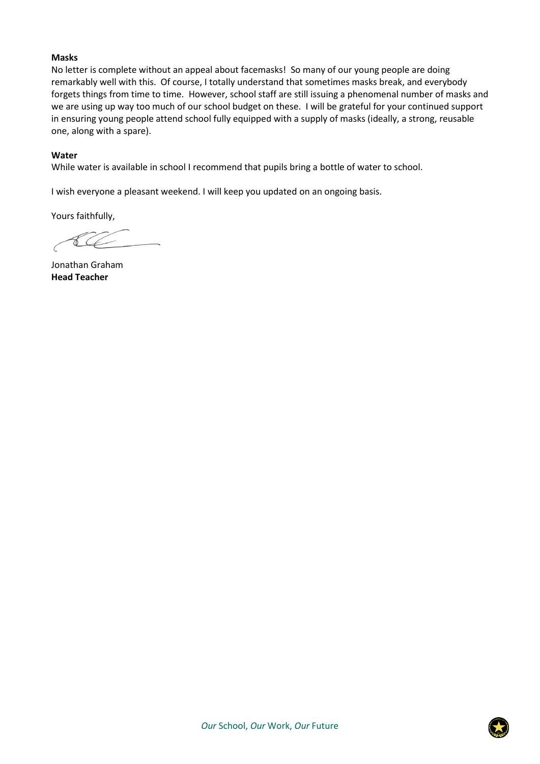**Masks**

No letter is complete without an appeal about facemasks! So many of our young people are doing remarkably well with this. Of course, I totally understand that sometimes masks break, and everybody forgets things from time to time. However, school staff are still issuing a phenomenal number of masks and we are using up way too much of our school budget on these. I will be grateful for your continued support in ensuring young people attend school fully equipped with a supply of masks (ideally, a strong, reusable one, along with a spare).

**Water**

While water is available in school I recommend that pupils bring a bottle of water to school.

I wish everyone a pleasant weekend. I will keep you updated on an ongoing basis.

Yours faithfully,

Jonathan Graham
**Head Teacher**